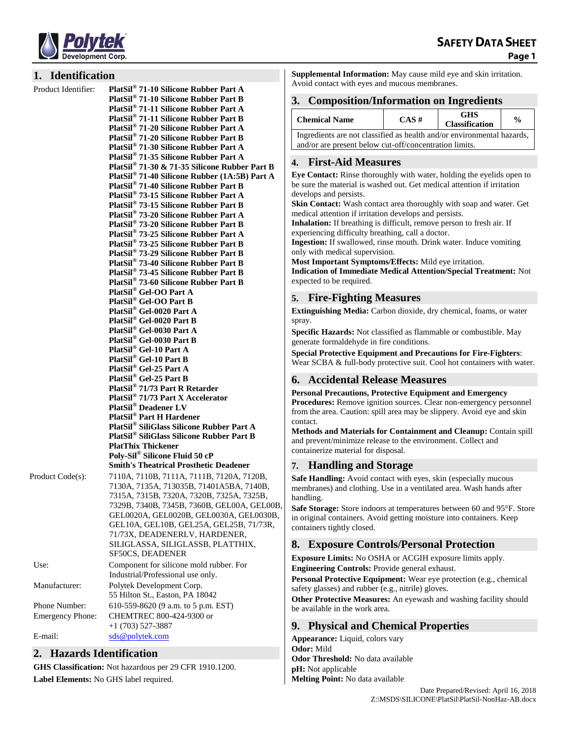# SAFETY DATA SHEET

## 1. Identification

**Product Identifier:**

**PlatSil® 71-10 Silicone Rubber Part A**
**PlatSil® 71-10 Silicone Rubber Part B**
**PlatSil® 71-11 Silicone Rubber Part A**
**PlatSil® 71-11 Silicone Rubber Part B**
**PlatSil® 71-20 Silicone Rubber Part A**
**PlatSil® 71-20 Silicone Rubber Part B**
**PlatSil® 71-30 Silicone Rubber Part A**
**PlatSil® 71-35 Silicone Rubber Part A**
**PlatSil® 71-30 & 71-35 Silicone Rubber Part B**
**PlatSil® 71-40 Silicone Rubber (1A:5B) Part A**
**PlatSil® 71-40 Silicone Rubber Part B**
**PlatSil® 73-15 Silicone Rubber Part A**
**PlatSil® 73-15 Silicone Rubber Part B**
**PlatSil® 73-20 Silicone Rubber Part A**
**PlatSil® 73-20 Silicone Rubber Part B**
**PlatSil® 73-25 Silicone Rubber Part A**
**PlatSil® 73-25 Silicone Rubber Part B**
**PlatSil® 73-29 Silicone Rubber Part B**
**PlatSil® 73-40 Silicone Rubber Part B**
**PlatSil® 73-45 Silicone Rubber Part B**
**PlatSil® 73-60 Silicone Rubber Part B**
**PlatSil® Gel-OO Part A**
**PlatSil® Gel-OO Part B**
**PlatSil® Gel-0020 Part A**
**PlatSil® Gel-0020 Part B**
**PlatSil® Gel-0030 Part A**
**PlatSil® Gel-0030 Part B**
**PlatSil® Gel-10 Part A**
**PlatSil® Gel-10 Part B**
**PlatSil® Gel-25 Part A**
**PlatSil® Gel-25 Part B**
**PlatSil® 71/73 Part R Retarder**
**PlatSil® 71/73 Part X Accelerator**
**PlatSil® Deadener LV**
**PlatSil® Part H Hardener**
**PlatSil® SiliGlass Silicone Rubber Part A**
**PlatSil® SiliGlass Silicone Rubber Part B**
**PlatThix Thickener**
**Poly-Sil® Silicone Fluid 50 cP**
**Smith's Theatrical Prosthetic Deadener**

**Product Code(s):** 7110A, 7110B, 7111A, 7111B, 7120A, 7120B, 7130A, 7135A, 713035B, 71401A5BA, 7140B, 7315A, 7315B, 7320A, 7320B, 7325A, 7325B, 7329B, 7340B, 7345B, 7360B, GEL00A, GEL00B, GEL0020A, GEL0020B, GEL0030A, GEL0030B, GEL10A, GEL10B, GEL25A, GEL25B, 71/73R, 71/73X, DEADENERLV, HARDENER, SILIGLASSA, SILIGLASSB, PLATTHIX, SF50CS, DEADENER

**Use:** Component for silicone mold rubber. For Industrial/Professional use only.

**Manufacturer:** Polytek Development Corp.
55 Hilton St., Easton, PA 18042

**Phone Number:** 610-559-8620 (9 a.m. to 5 p.m. EST)

**Emergency Phone:** CHEMTREC 800-424-9300 or +1 (703) 527-3887

**E-mail:** sds@polytek.com

## 2. Hazards Identification

**GHS Classification:** Not hazardous per 29 CFR 1910.1200.

**Label Elements:** No GHS label required.

**Supplemental Information:** May cause mild eye and skin irritation. Avoid contact with eyes and mucous membranes.

## 3. Composition/Information on Ingredients

| Chemical Name | CAS # | GHS Classification | % |
|---|---|---|---|
| Ingredients are not classified as health and/or environmental hazards, and/or are present below cut-off/concentration limits. | | | |

## 4. First-Aid Measures

**Eye Contact:** Rinse thoroughly with water, holding the eyelids open to be sure the material is washed out. Get medical attention if irritation develops and persists.
**Skin Contact:** Wash contact area thoroughly with soap and water. Get medical attention if irritation develops and persists.
**Inhalation:** If breathing is difficult, remove person to fresh air. If experiencing difficulty breathing, call a doctor.
**Ingestion:** If swallowed, rinse mouth. Drink water. Induce vomiting only with medical supervision.
**Most Important Symptoms/Effects:** Mild eye irritation.
**Indication of Immediate Medical Attention/Special Treatment:** Not expected to be required.

## 5. Fire-Fighting Measures

**Extinguishing Media:** Carbon dioxide, dry chemical, foams, or water spray.

**Specific Hazards:** Not classified as flammable or combustible. May generate formaldehyde in fire conditions.

**Special Protective Equipment and Precautions for Fire-Fighters**: Wear SCBA & full-body protective suit. Cool hot containers with water.

## 6. Accidental Release Measures

**Personal Precautions, Protective Equipment and Emergency Procedures:** Remove ignition sources. Clear non-emergency personnel from the area. Caution: spill area may be slippery. Avoid eye and skin contact.
**Methods and Materials for Containment and Cleanup:** Contain spill and prevent/minimize release to the environment. Collect and containerize material for disposal.

## 7. Handling and Storage

**Safe Handling:** Avoid contact with eyes, skin (especially mucous membranes) and clothing. Use in a ventilated area. Wash hands after handling.
**Safe Storage:** Store indoors at temperatures between 60 and 95°F. Store in original containers. Avoid getting moisture into containers. Keep containers tightly closed.

## 8. Exposure Controls/Personal Protection

**Exposure Limits:** No OSHA or ACGIH exposure limits apply.
**Engineering Controls:** Provide general exhaust.
**Personal Protective Equipment:** Wear eye protection (e.g., chemical safety glasses) and rubber (e.g., nitrile) gloves.
**Other Protective Measures:** An eyewash and washing facility should be available in the work area.

## 9. Physical and Chemical Properties

**Appearance:** Liquid, colors vary
**Odor:** Mild
**Odor Threshold:** No data available
**pH:** Not applicable
**Melting Point:** No data available

Date Prepared/Revised: April 16, 2018
Z:\MSDS\SILICONE\PlatSil\PlatSil-NonHaz-AB.docx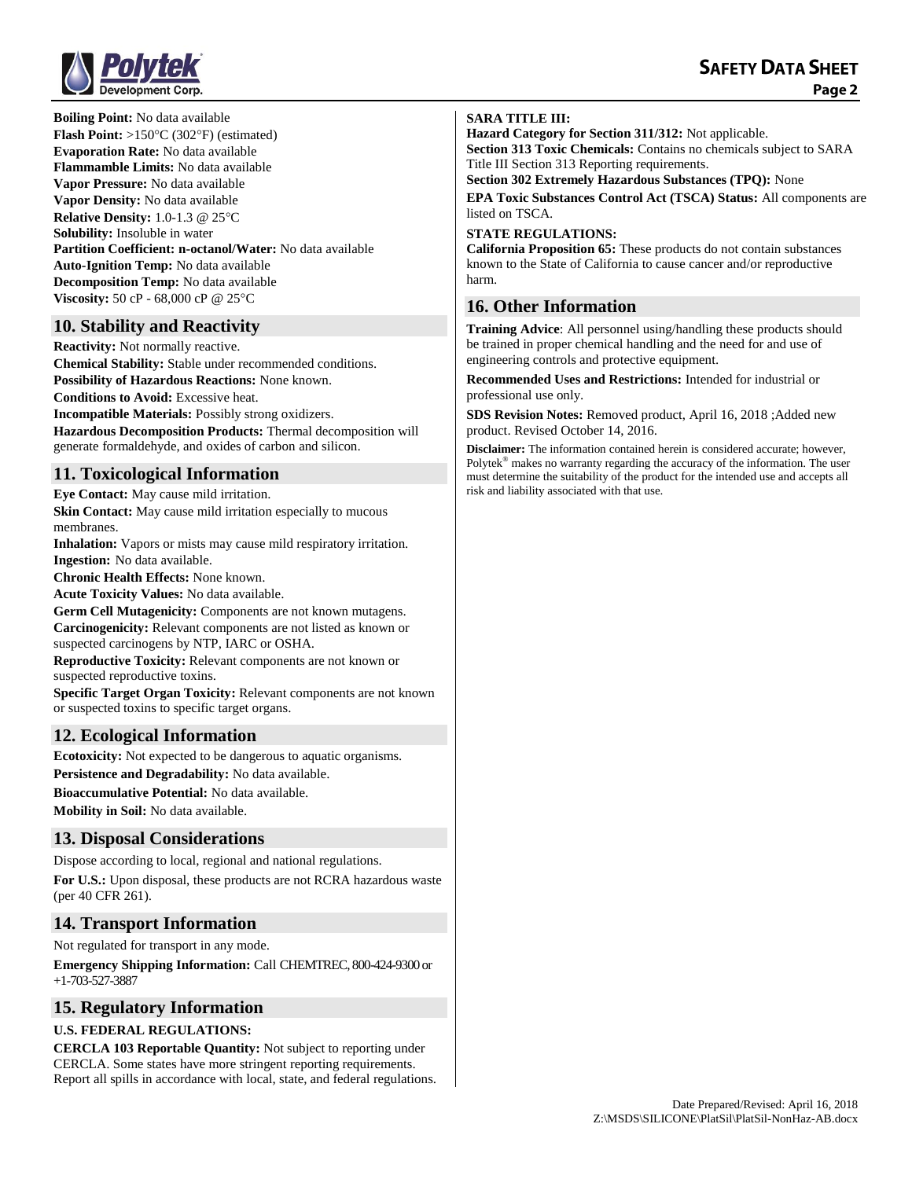**Boiling Point:** No data available
**Flash Point:** >150°C (302°F) (estimated)
**Evaporation Rate:** No data available
**Flammable Limits:** No data available
**Vapor Pressure:** No data available
**Vapor Density:** No data available
**Relative Density:** 1.0-1.3 @ 25°C
**Solubility:** Insoluble in water
**Partition Coefficient: n-octanol/Water:** No data available
**Auto-Ignition Temp:** No data available
**Decomposition Temp:** No data available
**Viscosity:** 50 cP - 68,000 cP @ 25°C

## 10. Stability and Reactivity

**Reactivity:** Not normally reactive.
**Chemical Stability:** Stable under recommended conditions.
**Possibility of Hazardous Reactions:** None known.
**Conditions to Avoid:** Excessive heat.
**Incompatible Materials:** Possibly strong oxidizers.
**Hazardous Decomposition Products:** Thermal decomposition will generate formaldehyde, and oxides of carbon and silicon.

## 11. Toxicological Information

**Eye Contact:** May cause mild irritation.
**Skin Contact:** May cause mild irritation especially to mucous membranes.
**Inhalation:** Vapors or mists may cause mild respiratory irritation.
**Ingestion:** No data available.
**Chronic Health Effects:** None known.
**Acute Toxicity Values:** No data available.
**Germ Cell Mutagenicity:** Components are not known mutagens.
**Carcinogenicity:** Relevant components are not listed as known or suspected carcinogens by NTP, IARC or OSHA.
**Reproductive Toxicity:** Relevant components are not known or suspected reproductive toxins.
**Specific Target Organ Toxicity:** Relevant components are not known or suspected toxins to specific target organs.

## 12. Ecological Information

**Ecotoxicity:** Not expected to be dangerous to aquatic organisms.
**Persistence and Degradability:** No data available.
**Bioaccumulative Potential:** No data available.
**Mobility in Soil:** No data available.

## 13. Disposal Considerations

Dispose according to local, regional and national regulations.

**For U.S.:** Upon disposal, these products are not RCRA hazardous waste (per 40 CFR 261).

## 14. Transport Information

Not regulated for transport in any mode.

**Emergency Shipping Information:** Call CHEMTREC, 800-424-9300 or +1-703-527-3887

## 15. Regulatory Information

**U.S. FEDERAL REGULATIONS:**

**CERCLA 103 Reportable Quantity:** Not subject to reporting under CERCLA. Some states have more stringent reporting requirements. Report all spills in accordance with local, state, and federal regulations.

**SARA TITLE III:**
**Hazard Category for Section 311/312:** Not applicable.
**Section 313 Toxic Chemicals:** Contains no chemicals subject to SARA Title III Section 313 Reporting requirements.
**Section 302 Extremely Hazardous Substances (TPQ):** None

**EPA Toxic Substances Control Act (TSCA) Status:** All components are listed on TSCA.

**STATE REGULATIONS:**
**California Proposition 65:** These products do not contain substances known to the State of California to cause cancer and/or reproductive harm.

## 16. Other Information

**Training Advice**: All personnel using/handling these products should be trained in proper chemical handling and the need for and use of engineering controls and protective equipment.

**Recommended Uses and Restrictions:** Intended for industrial or professional use only.

**SDS Revision Notes:** Removed product, April 16, 2018 ;Added new product. Revised October 14, 2016.

**Disclaimer:** The information contained herein is considered accurate; however, Polytek® makes no warranty regarding the accuracy of the information. The user must determine the suitability of the product for the intended use and accepts all risk and liability associated with that use.

Date Prepared/Revised: April 16, 2018
Z:\MSDS\SILICONE\PlatSil\PlatSil-NonHaz-AB.docx